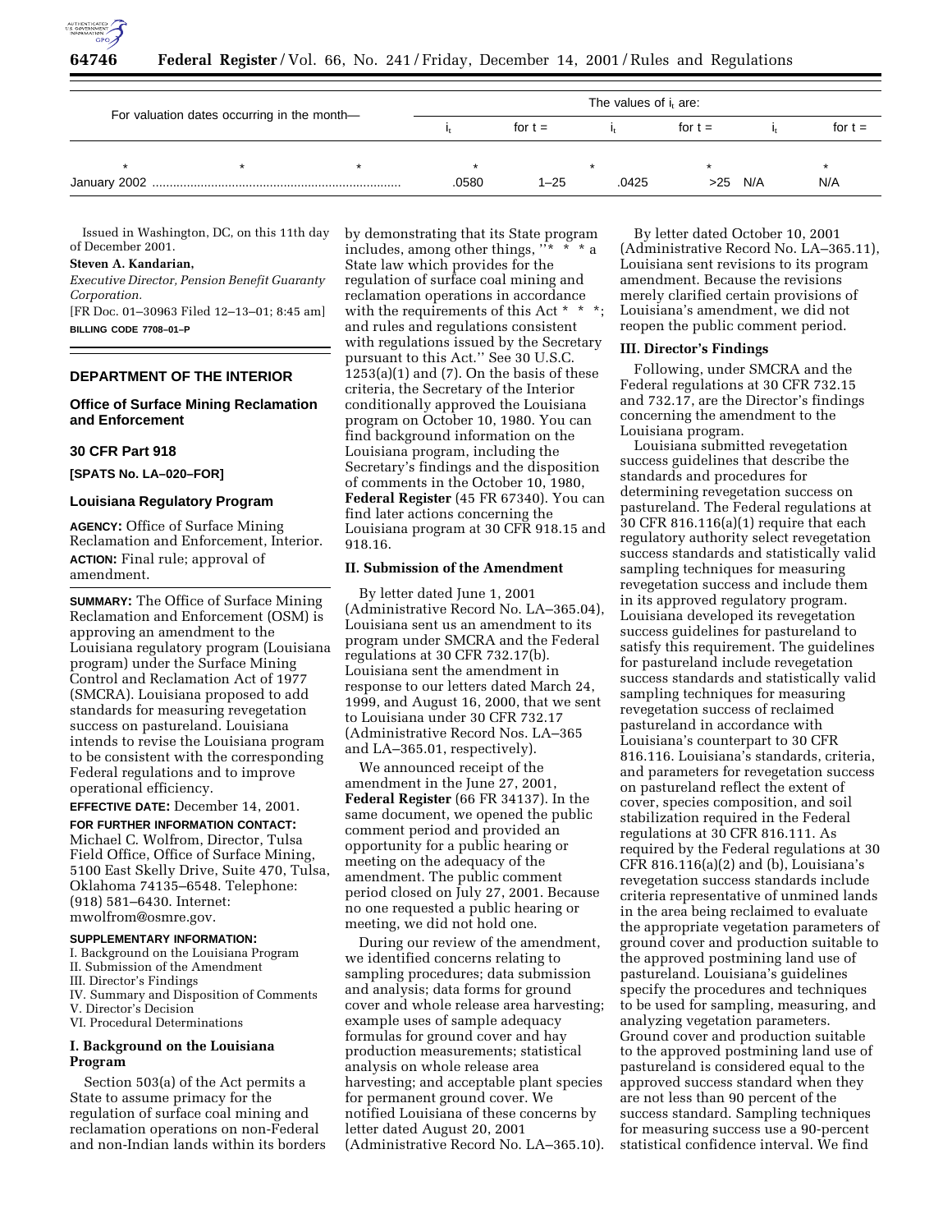| For valuation dates occurring in the month— | The values of $i_t$ are: | | | | | |
|---|---|---|---|---|---|---|
| | $i_t$ | for t = | $i_t$ | for t = | $i_t$ | for t = |
| * * * | * | | * | * | | * |
| January 2002 | .0580 | 1–25 | .0425 | >25 | N/A | N/A |

Issued in Washington, DC, on this 11th day of December 2001.

**Steven A. Kandarian,**

*Executive Director, Pension Benefit Guaranty Corporation.*

[FR Doc. 01–30963 Filed 12–13–01; 8:45 am]

**BILLING CODE 7708–01–P**

---

## DEPARTMENT OF THE INTERIOR

### Office of Surface Mining Reclamation and Enforcement

### 30 CFR Part 918

**[SPATS No. LA–020–FOR]**

### Louisiana Regulatory Program

**AGENCY:** Office of Surface Mining Reclamation and Enforcement, Interior.

**ACTION:** Final rule; approval of amendment.

**SUMMARY:** The Office of Surface Mining Reclamation and Enforcement (OSM) is approving an amendment to the Louisiana regulatory program (Louisiana program) under the Surface Mining Control and Reclamation Act of 1977 (SMCRA). Louisiana proposed to add standards for measuring revegetation success on pastureland. Louisiana intends to revise the Louisiana program to be consistent with the corresponding Federal regulations and to improve operational efficiency.

**EFFECTIVE DATE:** December 14, 2001.

**FOR FURTHER INFORMATION CONTACT:** Michael C. Wolfrom, Director, Tulsa Field Office, Office of Surface Mining, 5100 East Skelly Drive, Suite 470, Tulsa, Oklahoma 74135–6548. Telephone: (918) 581–6430. Internet: mwolfrom@osmre.gov.

**SUPPLEMENTARY INFORMATION:**

I. Background on the Louisiana Program
II. Submission of the Amendment
III. Director's Findings
IV. Summary and Disposition of Comments
V. Director's Decision
VI. Procedural Determinations

### I. Background on the Louisiana Program

Section 503(a) of the Act permits a State to assume primacy for the regulation of surface coal mining and reclamation operations on non-Federal and non-Indian lands within its borders by demonstrating that its State program includes, among other things, "* * * a State law which provides for the regulation of surface coal mining and reclamation operations in accordance with the requirements of this Act * * *; and rules and regulations consistent with regulations issued by the Secretary pursuant to this Act.'' See 30 U.S.C. 1253(a)(1) and (7). On the basis of these criteria, the Secretary of the Interior conditionally approved the Louisiana program on October 10, 1980. You can find background information on the Louisiana program, including the Secretary's findings and the disposition of comments in the October 10, 1980, **Federal Register** (45 FR 67340). You can find later actions concerning the Louisiana program at 30 CFR 918.15 and 918.16.

### II. Submission of the Amendment

By letter dated June 1, 2001 (Administrative Record No. LA–365.04), Louisiana sent us an amendment to its program under SMCRA and the Federal regulations at 30 CFR 732.17(b). Louisiana sent the amendment in response to our letters dated March 24, 1999, and August 16, 2000, that we sent to Louisiana under 30 CFR 732.17 (Administrative Record Nos. LA–365 and LA–365.01, respectively).

We announced receipt of the amendment in the June 27, 2001, **Federal Register** (66 FR 34137). In the same document, we opened the public comment period and provided an opportunity for a public hearing or meeting on the adequacy of the amendment. The public comment period closed on July 27, 2001. Because no one requested a public hearing or meeting, we did not hold one.

During our review of the amendment, we identified concerns relating to sampling procedures; data submission and analysis; data forms for ground cover and whole release area harvesting; example uses of sample adequacy formulas for ground cover and hay production measurements; statistical analysis on whole release area harvesting; and acceptable plant species for permanent ground cover. We notified Louisiana of these concerns by letter dated August 20, 2001 (Administrative Record No. LA–365.10).

By letter dated October 10, 2001 (Administrative Record No. LA–365.11), Louisiana sent revisions to its program amendment. Because the revisions merely clarified certain provisions of Louisiana's amendment, we did not reopen the public comment period.

### III. Director's Findings

Following, under SMCRA and the Federal regulations at 30 CFR 732.15 and 732.17, are the Director's findings concerning the amendment to the Louisiana program.

Louisiana submitted revegetation success guidelines that describe the standards and procedures for determining revegetation success on pastureland. The Federal regulations at 30 CFR 816.116(a)(1) require that each regulatory authority select revegetation success standards and statistically valid sampling techniques for measuring revegetation success and include them in its approved regulatory program. Louisiana developed its revegetation success guidelines for pastureland to satisfy this requirement. The guidelines for pastureland include revegetation success standards and statistically valid sampling techniques for measuring revegetation success of reclaimed pastureland in accordance with Louisiana's counterpart to 30 CFR 816.116. Louisiana's standards, criteria, and parameters for revegetation success on pastureland reflect the extent of cover, species composition, and soil stabilization required in the Federal regulations at 30 CFR 816.111. As required by the Federal regulations at 30 CFR 816.116(a)(2) and (b), Louisiana's revegetation success standards include criteria representative of unmined lands in the area being reclaimed to evaluate the appropriate vegetation parameters of ground cover and production suitable to the approved postmining land use of pastureland. Louisiana's guidelines specify the procedures and techniques to be used for sampling, measuring, and analyzing vegetation parameters. Ground cover and production suitable to the approved postmining land use of pastureland is considered equal to the approved success standard when they are not less than 90 percent of the success standard. Sampling techniques for measuring success use a 90-percent statistical confidence interval. We find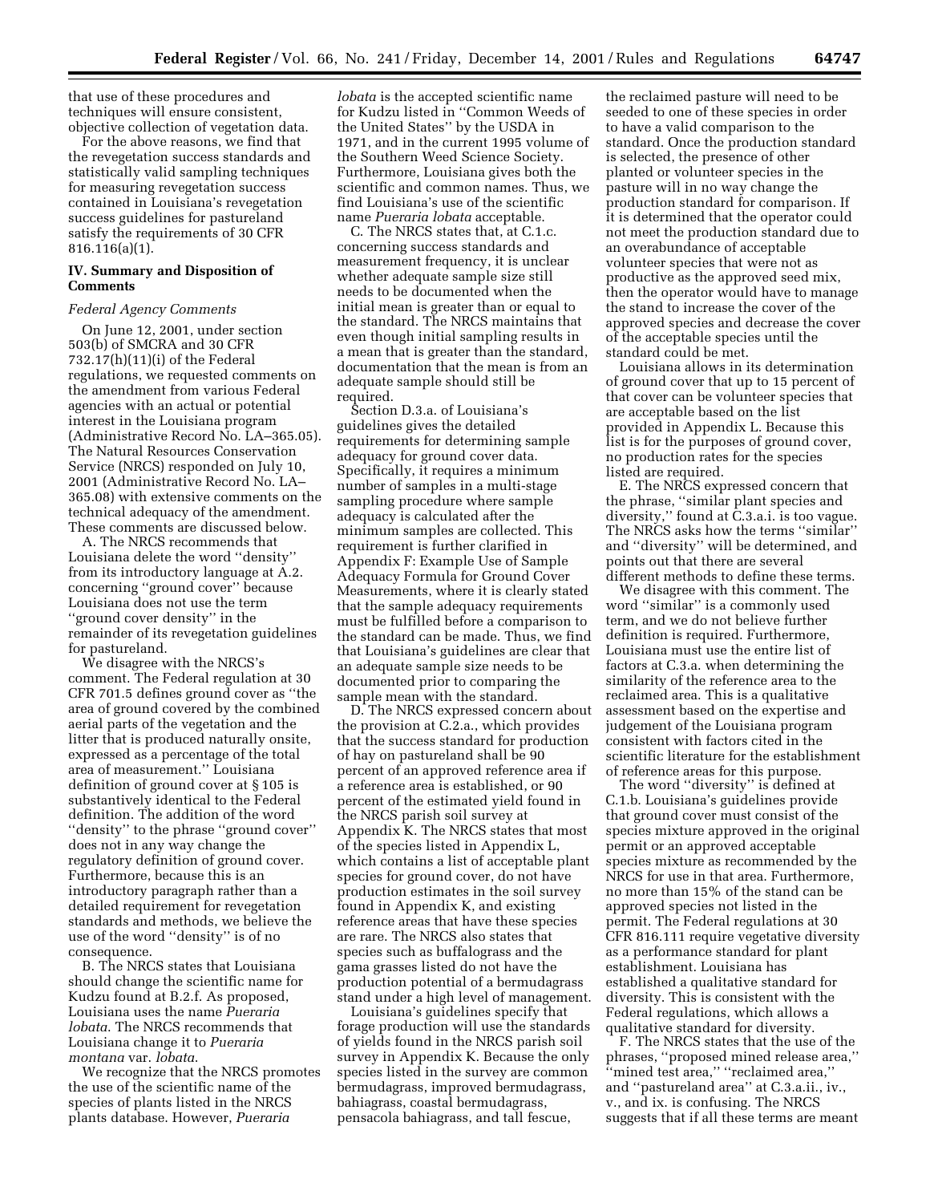that use of these procedures and techniques will ensure consistent, objective collection of vegetation data.

For the above reasons, we find that the revegetation success standards and statistically valid sampling techniques for measuring revegetation success contained in Louisiana's revegetation success guidelines for pastureland satisfy the requirements of 30 CFR 816.116(a)(1).

## IV. Summary and Disposition of Comments

### *Federal Agency Comments*

On June 12, 2001, under section 503(b) of SMCRA and 30 CFR 732.17(h)(11)(i) of the Federal regulations, we requested comments on the amendment from various Federal agencies with an actual or potential interest in the Louisiana program (Administrative Record No. LA–365.05). The Natural Resources Conservation Service (NRCS) responded on July 10, 2001 (Administrative Record No. LA–365.08) with extensive comments on the technical adequacy of the amendment. These comments are discussed below.

A. The NRCS recommends that Louisiana delete the word "density" from its introductory language at A.2. concerning "ground cover" because Louisiana does not use the term "ground cover density" in the remainder of its revegetation guidelines for pastureland.

We disagree with the NRCS's comment. The Federal regulation at 30 CFR 701.5 defines ground cover as "the area of ground covered by the combined aerial parts of the vegetation and the litter that is produced naturally onsite, expressed as a percentage of the total area of measurement." Louisiana definition of ground cover at § 105 is substantively identical to the Federal definition. The addition of the word "density" to the phrase "ground cover" does not in any way change the regulatory definition of ground cover. Furthermore, because this is an introductory paragraph rather than a detailed requirement for revegetation standards and methods, we believe the use of the word "density" is of no consequence.

B. The NRCS states that Louisiana should change the scientific name for Kudzu found at B.2.f. As proposed, Louisiana uses the name *Pueraria lobata.* The NRCS recommends that Louisiana change it to *Pueraria montana* var. *lobata.*

We recognize that the NRCS promotes the use of the scientific name of the species of plants listed in the NRCS plants database. However, *Pueraria lobata* is the accepted scientific name for Kudzu listed in "Common Weeds of the United States" by the USDA in 1971, and in the current 1995 volume of the Southern Weed Science Society. Furthermore, Louisiana gives both the scientific and common names. Thus, we find Louisiana's use of the scientific name *Pueraria lobata* acceptable.

C. The NRCS states that, at C.1.c. concerning success standards and measurement frequency, it is unclear whether adequate sample size still needs to be documented when the initial mean is greater than or equal to the standard. The NRCS maintains that even though initial sampling results in a mean that is greater than the standard, documentation that the mean is from an adequate sample should still be required.

Section D.3.a. of Louisiana's guidelines gives the detailed requirements for determining sample adequacy for ground cover data. Specifically, it requires a minimum number of samples in a multi-stage sampling procedure where sample adequacy is calculated after the minimum samples are collected. This requirement is further clarified in Appendix F: Example Use of Sample Adequacy Formula for Ground Cover Measurements, where it is clearly stated that the sample adequacy requirements must be fulfilled before a comparison to the standard can be made. Thus, we find that Louisiana's guidelines are clear that an adequate sample size needs to be documented prior to comparing the sample mean with the standard.

D. The NRCS expressed concern about the provision at C.2.a., which provides that the success standard for production of hay on pastureland shall be 90 percent of an approved reference area if a reference area is established, or 90 percent of the estimated yield found in the NRCS parish soil survey at Appendix K. The NRCS states that most of the species listed in Appendix L, which contains a list of acceptable plant species for ground cover, do not have production estimates in the soil survey found in Appendix K, and existing reference areas that have these species are rare. The NRCS also states that species such as buffalograss and the gama grasses listed do not have the production potential of a bermudagrass stand under a high level of management.

Louisiana's guidelines specify that forage production will use the standards of yields found in the NRCS parish soil survey in Appendix K. Because the only species listed in the survey are common bermudagrass, improved bermudagrass, bahiagrass, coastal bermudagrass, pensacola bahiagrass, and tall fescue, the reclaimed pasture will need to be seeded to one of these species in order to have a valid comparison to the standard. Once the production standard is selected, the presence of other planted or volunteer species in the pasture will in no way change the production standard for comparison. If it is determined that the operator could not meet the production standard due to an overabundance of acceptable volunteer species that were not as productive as the approved seed mix, then the operator would have to manage the stand to increase the cover of the approved species and decrease the cover of the acceptable species until the standard could be met.

Louisiana allows in its determination of ground cover that up to 15 percent of that cover can be volunteer species that are acceptable based on the list provided in Appendix L. Because this list is for the purposes of ground cover, no production rates for the species listed are required.

E. The NRCS expressed concern that the phrase, "similar plant species and diversity," found at C.3.a.i. is too vague. The NRCS asks how the terms "similar" and "diversity" will be determined, and points out that there are several different methods to define these terms.

We disagree with this comment. The word "similar" is a commonly used term, and we do not believe further definition is required. Furthermore, Louisiana must use the entire list of factors at C.3.a. when determining the similarity of the reference area to the reclaimed area. This is a qualitative assessment based on the expertise and judgement of the Louisiana program consistent with factors cited in the scientific literature for the establishment of reference areas for this purpose.

The word "diversity" is defined at C.1.b. Louisiana's guidelines provide that ground cover must consist of the species mixture approved in the original permit or an approved acceptable species mixture as recommended by the NRCS for use in that area. Furthermore, no more than 15% of the stand can be approved species not listed in the permit. The Federal regulations at 30 CFR 816.111 require vegetative diversity as a performance standard for plant establishment. Louisiana has established a qualitative standard for diversity. This is consistent with the Federal regulations, which allows a qualitative standard for diversity.

F. The NRCS states that the use of the phrases, "proposed mined release area," "mined test area," "reclaimed area," and "pastureland area" at C.3.a.ii., iv., v., and ix. is confusing. The NRCS suggests that if all these terms are meant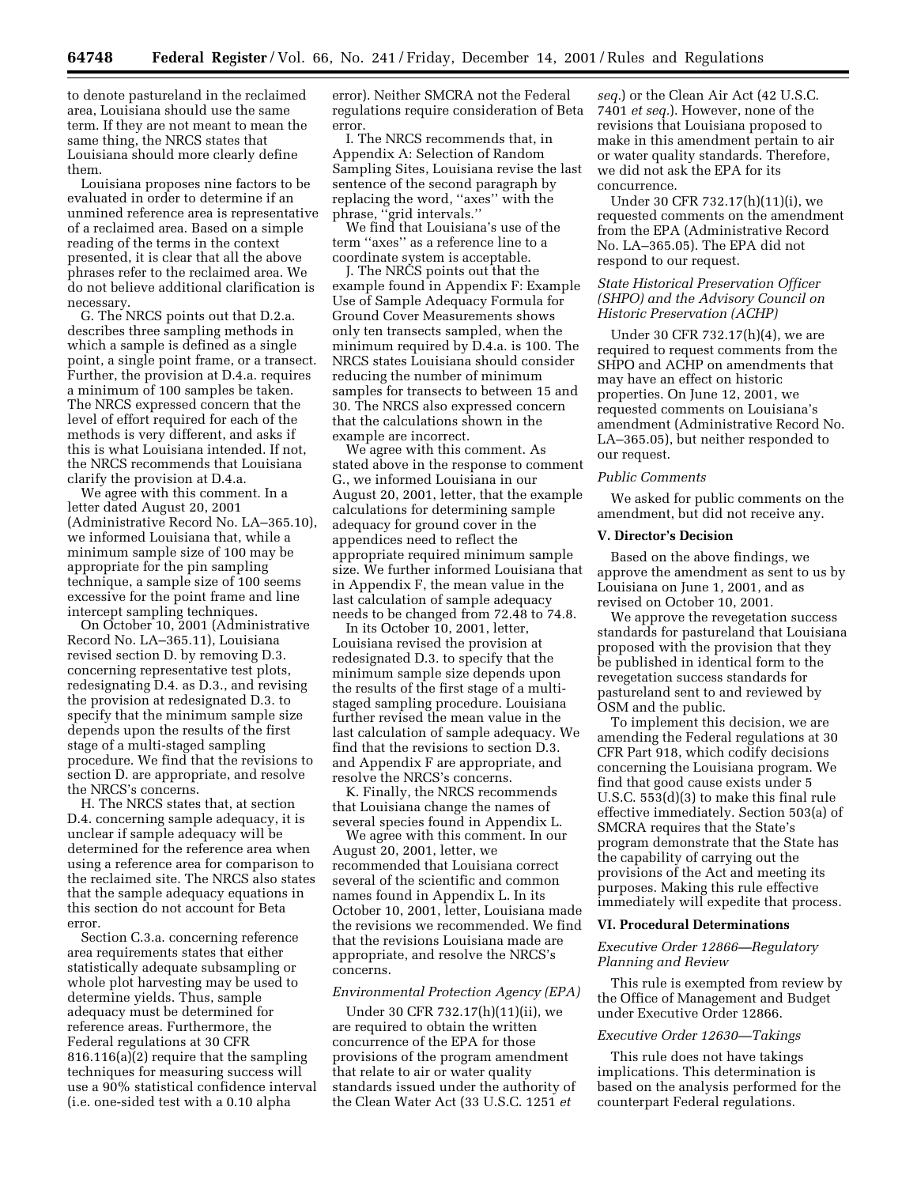to denote pastureland in the reclaimed area, Louisiana should use the same term. If they are not meant to mean the same thing, the NRCS states that Louisiana should more clearly define them.

Louisiana proposes nine factors to be evaluated in order to determine if an unmined reference area is representative of a reclaimed area. Based on a simple reading of the terms in the context presented, it is clear that all the above phrases refer to the reclaimed area. We do not believe additional clarification is necessary.

G. The NRCS points out that D.2.a. describes three sampling methods in which a sample is defined as a single point, a single point frame, or a transect. Further, the provision at D.4.a. requires a minimum of 100 samples be taken. The NRCS expressed concern that the level of effort required for each of the methods is very different, and asks if this is what Louisiana intended. If not, the NRCS recommends that Louisiana clarify the provision at D.4.a.

We agree with this comment. In a letter dated August 20, 2001 (Administrative Record No. LA–365.10), we informed Louisiana that, while a minimum sample size of 100 may be appropriate for the pin sampling technique, a sample size of 100 seems excessive for the point frame and line intercept sampling techniques.

On October 10, 2001 (Administrative Record No. LA–365.11), Louisiana revised section D. by removing D.3. concerning representative test plots, redesignating D.4. as D.3., and revising the provision at redesignated D.3. to specify that the minimum sample size depends upon the results of the first stage of a multi-staged sampling procedure. We find that the revisions to section D. are appropriate, and resolve the NRCS's concerns.

H. The NRCS states that, at section D.4. concerning sample adequacy, it is unclear if sample adequacy will be determined for the reference area when using a reference area for comparison to the reclaimed site. The NRCS also states that the sample adequacy equations in this section do not account for Beta error.

Section C.3.a. concerning reference area requirements states that either statistically adequate subsampling or whole plot harvesting may be used to determine yields. Thus, sample adequacy must be determined for reference areas. Furthermore, the Federal regulations at 30 CFR 816.116(a)(2) require that the sampling techniques for measuring success will use a 90% statistical confidence interval (i.e. one-sided test with a 0.10 alpha error). Neither SMCRA not the Federal regulations require consideration of Beta error.

I. The NRCS recommends that, in Appendix A: Selection of Random Sampling Sites, Louisiana revise the last sentence of the second paragraph by replacing the word, ''axes'' with the phrase, ''grid intervals.''

We find that Louisiana's use of the term ''axes'' as a reference line to a coordinate system is acceptable.

J. The NRCS points out that the example found in Appendix F: Example Use of Sample Adequacy Formula for Ground Cover Measurements shows only ten transects sampled, when the minimum required by D.4.a. is 100. The NRCS states Louisiana should consider reducing the number of minimum samples for transects to between 15 and 30. The NRCS also expressed concern that the calculations shown in the example are incorrect.

We agree with this comment. As stated above in the response to comment G., we informed Louisiana in our August 20, 2001, letter, that the example calculations for determining sample adequacy for ground cover in the appendices need to reflect the appropriate required minimum sample size. We further informed Louisiana that in Appendix F, the mean value in the last calculation of sample adequacy needs to be changed from 72.48 to 74.8.

In its October 10, 2001, letter, Louisiana revised the provision at redesignated D.3. to specify that the minimum sample size depends upon the results of the first stage of a multi-staged sampling procedure. Louisiana further revised the mean value in the last calculation of sample adequacy. We find that the revisions to section D.3. and Appendix F are appropriate, and resolve the NRCS's concerns.

K. Finally, the NRCS recommends that Louisiana change the names of several species found in Appendix L.

We agree with this comment. In our August 20, 2001, letter, we recommended that Louisiana correct several of the scientific and common names found in Appendix L. In its October 10, 2001, letter, Louisiana made the revisions we recommended. We find that the revisions Louisiana made are appropriate, and resolve the NRCS's concerns.

*Environmental Protection Agency (EPA)*

Under 30 CFR 732.17(h)(11)(ii), we are required to obtain the written concurrence of the EPA for those provisions of the program amendment that relate to air or water quality standards issued under the authority of the Clean Water Act (33 U.S.C. 1251 *et seq.*) or the Clean Air Act (42 U.S.C. 7401 *et seq.*). However, none of the revisions that Louisiana proposed to make in this amendment pertain to air or water quality standards. Therefore, we did not ask the EPA for its concurrence.

Under 30 CFR 732.17(h)(11)(i), we requested comments on the amendment from the EPA (Administrative Record No. LA–365.05). The EPA did not respond to our request.

*State Historical Preservation Officer (SHPO) and the Advisory Council on Historic Preservation (ACHP)*

Under 30 CFR 732.17(h)(4), we are required to request comments from the SHPO and ACHP on amendments that may have an effect on historic properties. On June 12, 2001, we requested comments on Louisiana's amendment (Administrative Record No. LA–365.05), but neither responded to our request.

*Public Comments*

We asked for public comments on the amendment, but did not receive any.

## V. Director's Decision

Based on the above findings, we approve the amendment as sent to us by Louisiana on June 1, 2001, and as revised on October 10, 2001.

We approve the revegetation success standards for pastureland that Louisiana proposed with the provision that they be published in identical form to the revegetation success standards for pastureland sent to and reviewed by OSM and the public.

To implement this decision, we are amending the Federal regulations at 30 CFR Part 918, which codify decisions concerning the Louisiana program. We find that good cause exists under 5 U.S.C. 553(d)(3) to make this final rule effective immediately. Section 503(a) of SMCRA requires that the State's program demonstrate that the State has the capability of carrying out the provisions of the Act and meeting its purposes. Making this rule effective immediately will expedite that process.

## VI. Procedural Determinations

*Executive Order 12866—Regulatory Planning and Review*

This rule is exempted from review by the Office of Management and Budget under Executive Order 12866.

*Executive Order 12630—Takings*

This rule does not have takings implications. This determination is based on the analysis performed for the counterpart Federal regulations.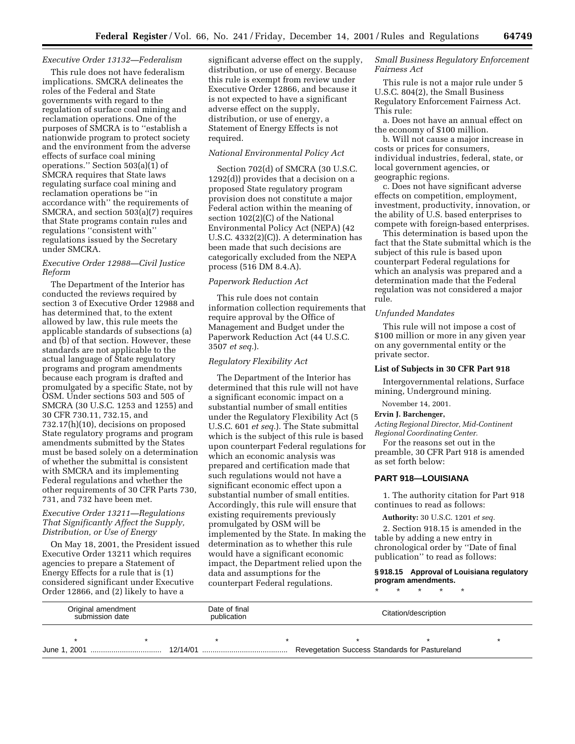*Executive Order 13132—Federalism*

This rule does not have federalism implications. SMCRA delineates the roles of the Federal and State governments with regard to the regulation of surface coal mining and reclamation operations. One of the purposes of SMCRA is to ''establish a nationwide program to protect society and the environment from the adverse effects of surface coal mining operations.'' Section 503(a)(1) of SMCRA requires that State laws regulating surface coal mining and reclamation operations be ''in accordance with'' the requirements of SMCRA, and section 503(a)(7) requires that State programs contain rules and regulations ''consistent with'' regulations issued by the Secretary under SMCRA.

*Executive Order 12988—Civil Justice Reform*

The Department of the Interior has conducted the reviews required by section 3 of Executive Order 12988 and has determined that, to the extent allowed by law, this rule meets the applicable standards of subsections (a) and (b) of that section. However, these standards are not applicable to the actual language of State regulatory programs and program amendments because each program is drafted and promulgated by a specific State, not by OSM. Under sections 503 and 505 of SMCRA (30 U.S.C. 1253 and 1255) and 30 CFR 730.11, 732.15, and 732.17(h)(10), decisions on proposed State regulatory programs and program amendments submitted by the States must be based solely on a determination of whether the submittal is consistent with SMCRA and its implementing Federal regulations and whether the other requirements of 30 CFR Parts 730, 731, and 732 have been met.

*Executive Order 13211—Regulations That Significantly Affect the Supply, Distribution, or Use of Energy*

On May 18, 2001, the President issued Executive Order 13211 which requires agencies to prepare a Statement of Energy Effects for a rule that is (1) considered significant under Executive Order 12866, and (2) likely to have a significant adverse effect on the supply, distribution, or use of energy. Because this rule is exempt from review under Executive Order 12866, and because it is not expected to have a significant adverse effect on the supply, distribution, or use of energy, a Statement of Energy Effects is not required.

*National Environmental Policy Act*

Section 702(d) of SMCRA (30 U.S.C. 1292(d)) provides that a decision on a proposed State regulatory program provision does not constitute a major Federal action within the meaning of section 102(2)(C) of the National Environmental Policy Act (NEPA) (42 U.S.C. 4332(2)(C)). A determination has been made that such decisions are categorically excluded from the NEPA process (516 DM 8.4.A).

*Paperwork Reduction Act*

This rule does not contain information collection requirements that require approval by the Office of Management and Budget under the Paperwork Reduction Act (44 U.S.C. 3507 *et seq.*).

*Regulatory Flexibility Act*

The Department of the Interior has determined that this rule will not have a significant economic impact on a substantial number of small entities under the Regulatory Flexibility Act (5 U.S.C. 601 *et seq.*). The State submittal which is the subject of this rule is based upon counterpart Federal regulations for which an economic analysis was prepared and certification made that such regulations would not have a significant economic effect upon a substantial number of small entities. Accordingly, this rule will ensure that existing requirements previously promulgated by OSM will be implemented by the State. In making the determination as to whether this rule would have a significant economic impact, the Department relied upon the data and assumptions for the counterpart Federal regulations.

*Small Business Regulatory Enforcement Fairness Act*

This rule is not a major rule under 5 U.S.C. 804(2), the Small Business Regulatory Enforcement Fairness Act. This rule:

a. Does not have an annual effect on the economy of $100 million.

b. Will not cause a major increase in costs or prices for consumers, individual industries, federal, state, or local government agencies, or geographic regions.

c. Does not have significant adverse effects on competition, employment, investment, productivity, innovation, or the ability of U.S. based enterprises to compete with foreign-based enterprises.

This determination is based upon the fact that the State submittal which is the subject of this rule is based upon counterpart Federal regulations for which an analysis was prepared and a determination made that the Federal regulation was not considered a major rule.

*Unfunded Mandates*

This rule will not impose a cost of $100 million or more in any given year on any governmental entity or the private sector.

**List of Subjects in 30 CFR Part 918**

Intergovernmental relations, Surface mining, Underground mining.

November 14, 2001.

**Ervin J. Barchenger,**

*Acting Regional Director, Mid-Continent Regional Coordinating Center.*

For the reasons set out in the preamble, 30 CFR Part 918 is amended as set forth below:

## PART 918—LOUISIANA

1. The authority citation for Part 918 continues to read as follows:

**Authority:** 30 U.S.C. 1201 *et seq.*

2. Section 918.15 is amended in the table by adding a new entry in chronological order by ''Date of final publication'' to read as follows:

**§ 918.15 Approval of Louisiana regulatory program amendments.**

\* \* \* \* \*

| Original amendment submission date | Date of final publication | Citation/description |
|---|---|---|
| * * | * | * * * * |
| June 1, 2001 .................................. | 12/14/01 ......................................... | Revegetation Success Standards for Pastureland |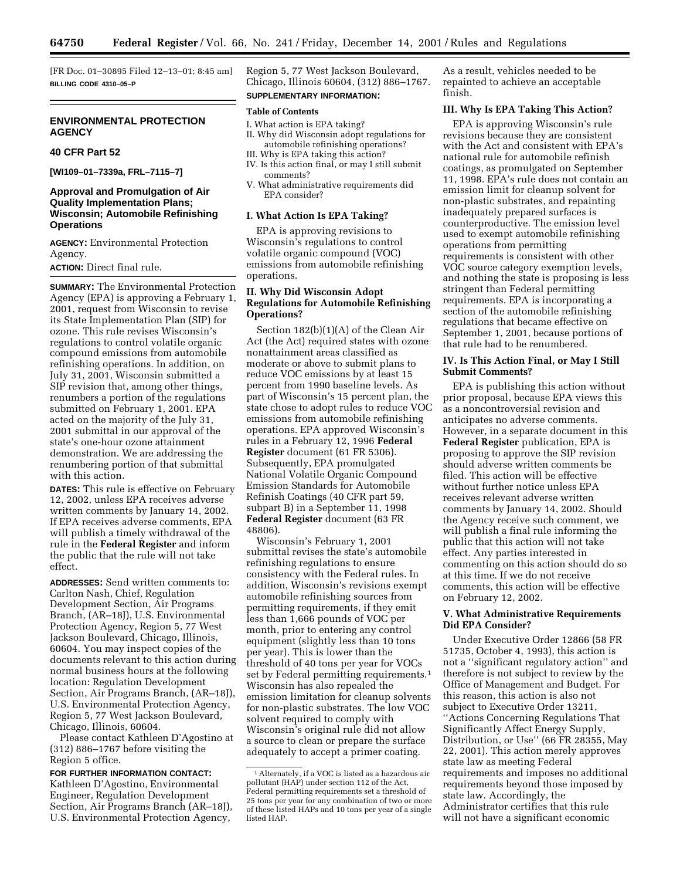[FR Doc. 01–30895 Filed 12–13–01; 8:45 am]

**BILLING CODE 4310–05–P**

---

## ENVIRONMENTAL PROTECTION AGENCY

### 40 CFR Part 52

**[WI109–01–7339a, FRL–7115–7]**

### Approval and Promulgation of Air Quality Implementation Plans; Wisconsin; Automobile Refinishing Operations

**AGENCY:** Environmental Protection Agency.

**ACTION:** Direct final rule.

**SUMMARY:** The Environmental Protection Agency (EPA) is approving a February 1, 2001, request from Wisconsin to revise its State Implementation Plan (SIP) for ozone. This rule revises Wisconsin's regulations to control volatile organic compound emissions from automobile refinishing operations. In addition, on July 31, 2001, Wisconsin submitted a SIP revision that, among other things, renumbers a portion of the regulations submitted on February 1, 2001. EPA acted on the majority of the July 31, 2001 submittal in our approval of the state's one-hour ozone attainment demonstration. We are addressing the renumbering portion of that submittal with this action.

**DATES:** This rule is effective on February 12, 2002, unless EPA receives adverse written comments by January 14, 2002. If EPA receives adverse comments, EPA will publish a timely withdrawal of the rule in the **Federal Register** and inform the public that the rule will not take effect.

**ADDRESSES:** Send written comments to: Carlton Nash, Chief, Regulation Development Section, Air Programs Branch, (AR–18J), U.S. Environmental Protection Agency, Region 5, 77 West Jackson Boulevard, Chicago, Illinois, 60604. You may inspect copies of the documents relevant to this action during normal business hours at the following location: Regulation Development Section, Air Programs Branch, (AR–18J), U.S. Environmental Protection Agency, Region 5, 77 West Jackson Boulevard, Chicago, Illinois, 60604.

Please contact Kathleen D'Agostino at (312) 886–1767 before visiting the Region 5 office.

**FOR FURTHER INFORMATION CONTACT:** Kathleen D'Agostino, Environmental Engineer, Regulation Development Section, Air Programs Branch (AR–18J), U.S. Environmental Protection Agency, Region 5, 77 West Jackson Boulevard, Chicago, Illinois 60604, (312) 886–1767.

**SUPPLEMENTARY INFORMATION:**

**Table of Contents**

I. What action is EPA taking?
II. Why did Wisconsin adopt regulations for automobile refinishing operations?
III. Why is EPA taking this action?
IV. Is this action final, or may I still submit comments?
V. What administrative requirements did EPA consider?

### I. What Action Is EPA Taking?

EPA is approving revisions to Wisconsin's regulations to control volatile organic compound (VOC) emissions from automobile refinishing operations.

### II. Why Did Wisconsin Adopt Regulations for Automobile Refinishing Operations?

Section 182(b)(1)(A) of the Clean Air Act (the Act) required states with ozone nonattainment areas classified as moderate or above to submit plans to reduce VOC emissions by at least 15 percent from 1990 baseline levels. As part of Wisconsin's 15 percent plan, the state chose to adopt rules to reduce VOC emissions from automobile refinishing operations. EPA approved Wisconsin's rules in a February 12, 1996 **Federal Register** document (61 FR 5306). Subsequently, EPA promulgated National Volatile Organic Compound Emission Standards for Automobile Refinish Coatings (40 CFR part 59, subpart B) in a September 11, 1998 **Federal Register** document (63 FR 48806).

Wisconsin's February 1, 2001 submittal revises the state's automobile refinishing regulations to ensure consistency with the Federal rules. In addition, Wisconsin's revisions exempt automobile refinishing sources from permitting requirements, if they emit less than 1,666 pounds of VOC per month, prior to entering any control equipment (slightly less than 10 tons per year). This is lower than the threshold of 40 tons per year for VOCs set by Federal permitting requirements.[1] Wisconsin has also repealed the emission limitation for cleanup solvents for non-plastic substrates. The low VOC solvent required to comply with Wisconsin's original rule did not allow a source to clean or prepare the surface adequately to accept a primer coating. As a result, vehicles needed to be repainted to achieve an acceptable finish.

[1] Alternately, if a VOC is listed as a hazardous air pollutant (HAP) under section 112 of the Act, Federal permitting requirements set a threshold of 25 tons per year for any combination of two or more of these listed HAPs and 10 tons per year of a single listed HAP.

### III. Why Is EPA Taking This Action?

EPA is approving Wisconsin's rule revisions because they are consistent with the Act and consistent with EPA's national rule for automobile refinish coatings, as promulgated on September 11, 1998. EPA's rule does not contain an emission limit for cleanup solvent for non-plastic substrates, and repainting inadequately prepared surfaces is counterproductive. The emission level used to exempt automobile refinishing operations from permitting requirements is consistent with other VOC source category exemption levels, and nothing the state is proposing is less stringent than Federal permitting requirements. EPA is incorporating a section of the automobile refinishing regulations that became effective on September 1, 2001, because portions of that rule had to be renumbered.

### IV. Is This Action Final, or May I Still Submit Comments?

EPA is publishing this action without prior proposal, because EPA views this as a noncontroversial revision and anticipates no adverse comments. However, in a separate document in this **Federal Register** publication, EPA is proposing to approve the SIP revision should adverse written comments be filed. This action will be effective without further notice unless EPA receives relevant adverse written comments by January 14, 2002. Should the Agency receive such comment, we will publish a final rule informing the public that this action will not take effect. Any parties interested in commenting on this action should do so at this time. If we do not receive comments, this action will be effective on February 12, 2002.

### V. What Administrative Requirements Did EPA Consider?

Under Executive Order 12866 (58 FR 51735, October 4, 1993), this action is not a ''significant regulatory action'' and therefore is not subject to review by the Office of Management and Budget. For this reason, this action is also not subject to Executive Order 13211, ''Actions Concerning Regulations That Significantly Affect Energy Supply, Distribution, or Use'' (66 FR 28355, May 22, 2001). This action merely approves state law as meeting Federal requirements and imposes no additional requirements beyond those imposed by state law. Accordingly, the Administrator certifies that this rule will not have a significant economic